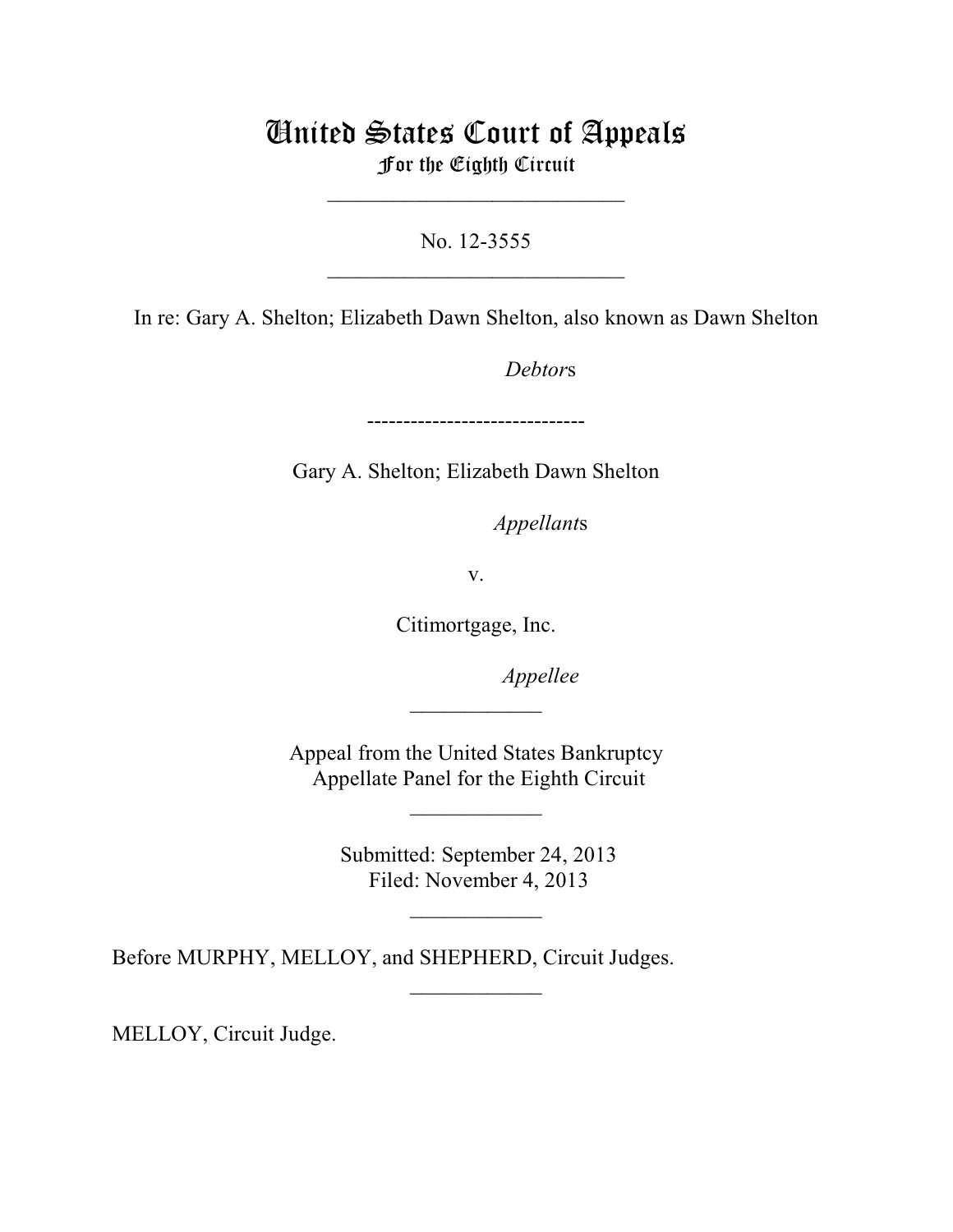# United States Court of Appeals
## For the Eighth Circuit

---

No. 12-3555

---

In re: Gary A. Shelton; Elizabeth Dawn Shelton, also known as Dawn Shelton

*Debtor*s

------------------------------

Gary A. Shelton; Elizabeth Dawn Shelton

*Appellant*s

v.

Citimortgage, Inc.

*Appellee*

---

Appeal from the United States Bankruptcy Appellate Panel for the Eighth Circuit

---

Submitted: September 24, 2013
Filed: November 4, 2013

---

Before MURPHY, MELLOY, and SHEPHERD, Circuit Judges.

---

MELLOY, Circuit Judge.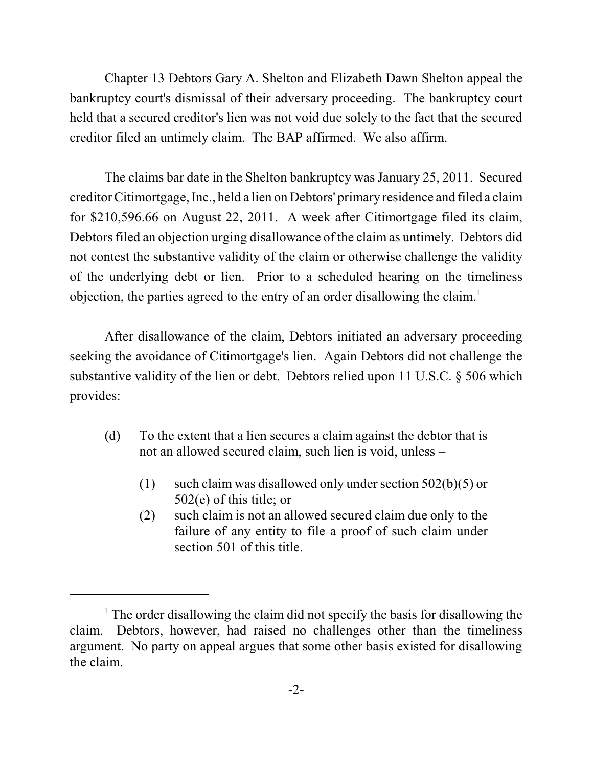Chapter 13 Debtors Gary A. Shelton and Elizabeth Dawn Shelton appeal the bankruptcy court's dismissal of their adversary proceeding. The bankruptcy court held that a secured creditor's lien was not void due solely to the fact that the secured creditor filed an untimely claim. The BAP affirmed. We also affirm.

The claims bar date in the Shelton bankruptcy was January 25, 2011. Secured creditor Citimortgage, Inc., held a lien on Debtors' primary residence and filed a claim for $210,596.66 on August 22, 2011. A week after Citimortgage filed its claim, Debtors filed an objection urging disallowance of the claim as untimely. Debtors did not contest the substantive validity of the claim or otherwise challenge the validity of the underlying debt or lien. Prior to a scheduled hearing on the timeliness objection, the parties agreed to the entry of an order disallowing the claim.[1]

After disallowance of the claim, Debtors initiated an adversary proceeding seeking the avoidance of Citimortgage's lien. Again Debtors did not challenge the substantive validity of the lien or debt. Debtors relied upon 11 U.S.C. § 506 which provides:

> (d) To the extent that a lien secures a claim against the debtor that is not an allowed secured claim, such lien is void, unless –
>
> (1) such claim was disallowed only under section 502(b)(5) or 502(e) of this title; or
>
> (2) such claim is not an allowed secured claim due only to the failure of any entity to file a proof of such claim under section 501 of this title.

---

[1] The order disallowing the claim did not specify the basis for disallowing the claim. Debtors, however, had raised no challenges other than the timeliness argument. No party on appeal argues that some other basis existed for disallowing the claim.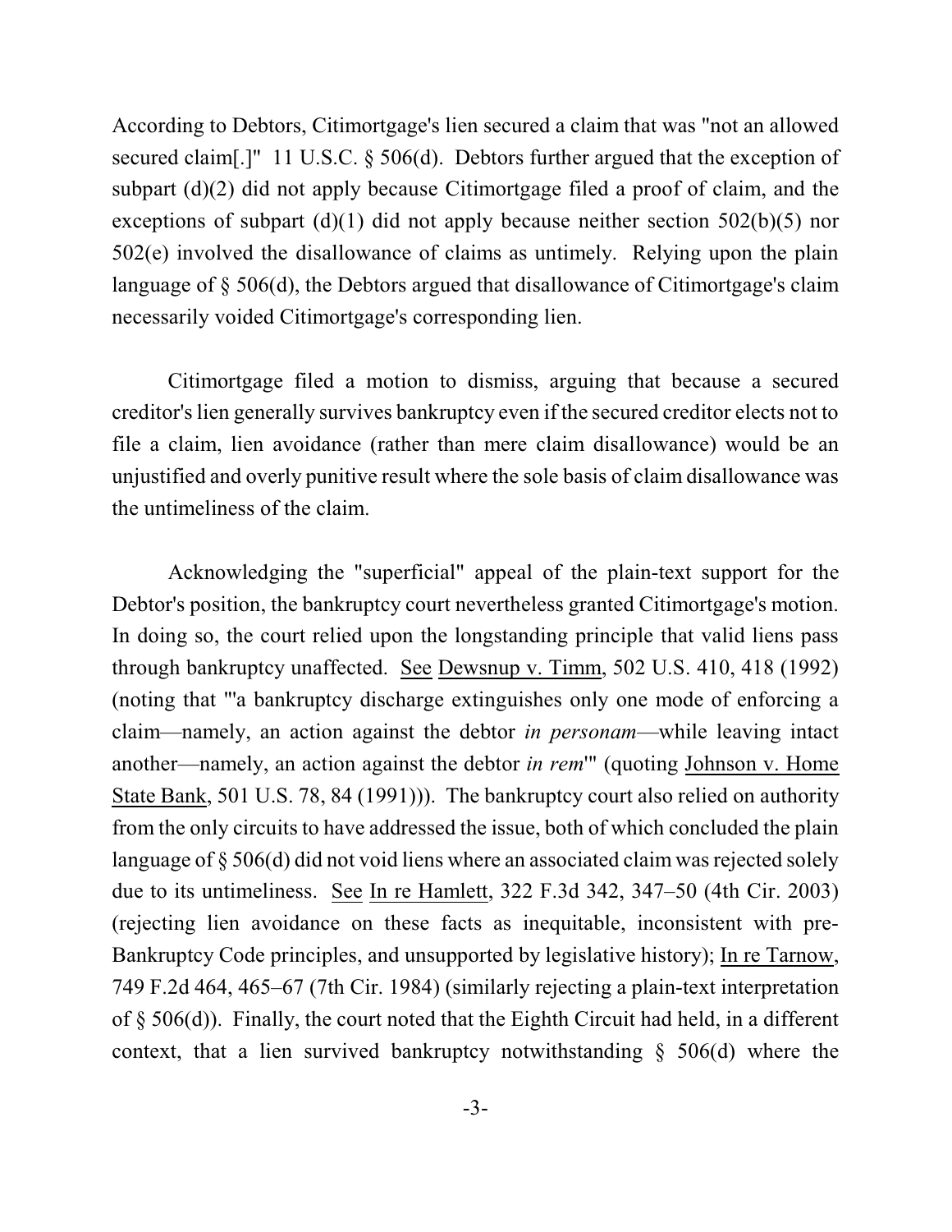According to Debtors, Citimortgage's lien secured a claim that was "not an allowed secured claim[.]" 11 U.S.C. § 506(d). Debtors further argued that the exception of subpart (d)(2) did not apply because Citimortgage filed a proof of claim, and the exceptions of subpart (d)(1) did not apply because neither section 502(b)(5) nor 502(e) involved the disallowance of claims as untimely. Relying upon the plain language of § 506(d), the Debtors argued that disallowance of Citimortgage's claim necessarily voided Citimortgage's corresponding lien.

Citimortgage filed a motion to dismiss, arguing that because a secured creditor's lien generally survives bankruptcy even if the secured creditor elects not to file a claim, lien avoidance (rather than mere claim disallowance) would be an unjustified and overly punitive result where the sole basis of claim disallowance was the untimeliness of the claim.

Acknowledging the "superficial" appeal of the plain-text support for the Debtor's position, the bankruptcy court nevertheless granted Citimortgage's motion. In doing so, the court relied upon the longstanding principle that valid liens pass through bankruptcy unaffected. See Dewsnup v. Timm, 502 U.S. 410, 418 (1992) (noting that "'a bankruptcy discharge extinguishes only one mode of enforcing a claim—namely, an action against the debtor *in personam*—while leaving intact another—namely, an action against the debtor *in rem*'" (quoting Johnson v. Home State Bank, 501 U.S. 78, 84 (1991))). The bankruptcy court also relied on authority from the only circuits to have addressed the issue, both of which concluded the plain language of § 506(d) did not void liens where an associated claim was rejected solely due to its untimeliness. See In re Hamlett, 322 F.3d 342, 347–50 (4th Cir. 2003) (rejecting lien avoidance on these facts as inequitable, inconsistent with pre-Bankruptcy Code principles, and unsupported by legislative history); In re Tarnow, 749 F.2d 464, 465–67 (7th Cir. 1984) (similarly rejecting a plain-text interpretation of § 506(d)). Finally, the court noted that the Eighth Circuit had held, in a different context, that a lien survived bankruptcy notwithstanding § 506(d) where the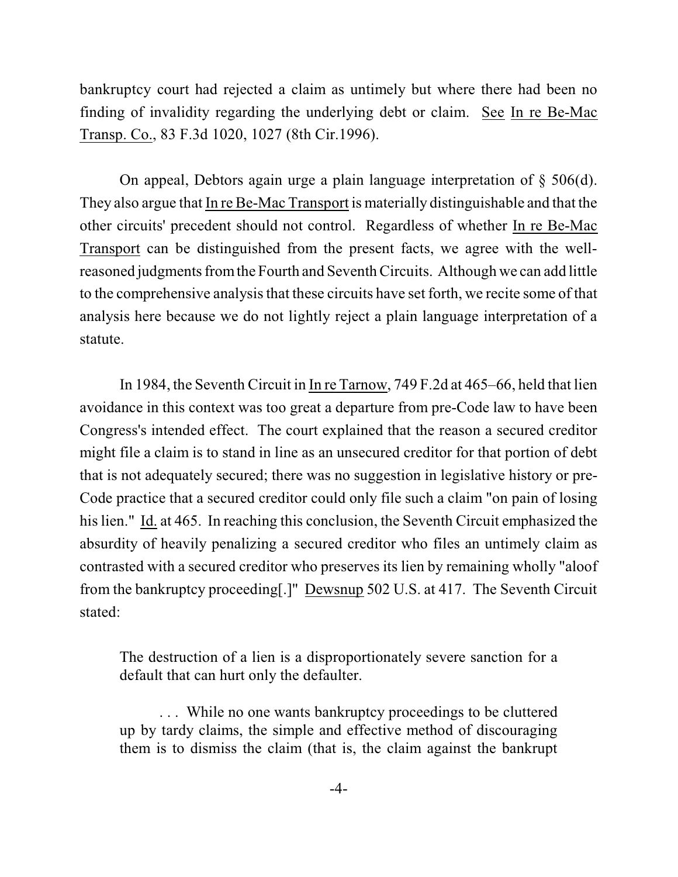bankruptcy court had rejected a claim as untimely but where there had been no finding of invalidity regarding the underlying debt or claim. See In re Be-Mac Transp. Co., 83 F.3d 1020, 1027 (8th Cir.1996).

On appeal, Debtors again urge a plain language interpretation of § 506(d). They also argue that In re Be-Mac Transport is materially distinguishable and that the other circuits' precedent should not control. Regardless of whether In re Be-Mac Transport can be distinguished from the present facts, we agree with the well-reasoned judgments from the Fourth and Seventh Circuits. Although we can add little to the comprehensive analysis that these circuits have set forth, we recite some of that analysis here because we do not lightly reject a plain language interpretation of a statute.

In 1984, the Seventh Circuit in In re Tarnow, 749 F.2d at 465–66, held that lien avoidance in this context was too great a departure from pre-Code law to have been Congress's intended effect. The court explained that the reason a secured creditor might file a claim is to stand in line as an unsecured creditor for that portion of debt that is not adequately secured; there was no suggestion in legislative history or pre-Code practice that a secured creditor could only file such a claim "on pain of losing his lien." Id. at 465. In reaching this conclusion, the Seventh Circuit emphasized the absurdity of heavily penalizing a secured creditor who files an untimely claim as contrasted with a secured creditor who preserves its lien by remaining wholly "aloof from the bankruptcy proceeding[.]" Dewsnup 502 U.S. at 417. The Seventh Circuit stated:

> The destruction of a lien is a disproportionately severe sanction for a default that can hurt only the defaulter.
>
> . . . While no one wants bankruptcy proceedings to be cluttered up by tardy claims, the simple and effective method of discouraging them is to dismiss the claim (that is, the claim against the bankrupt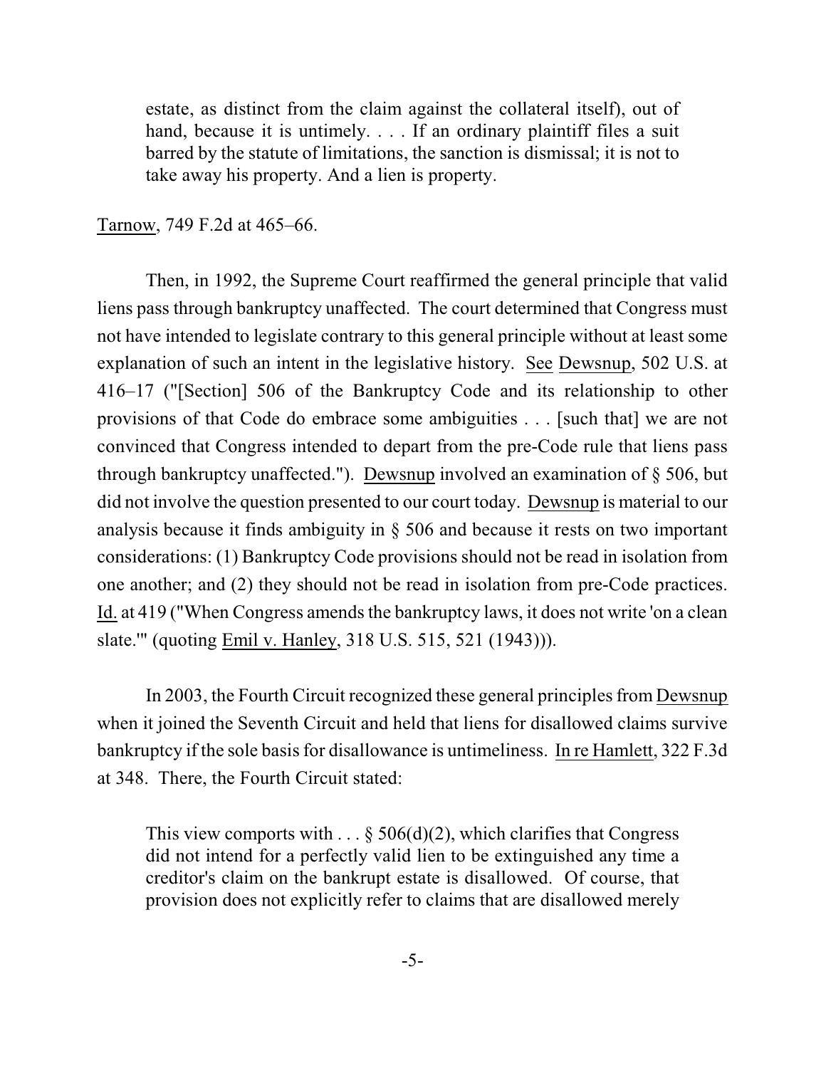> estate, as distinct from the claim against the collateral itself), out of hand, because it is untimely. . . . If an ordinary plaintiff files a suit barred by the statute of limitations, the sanction is dismissal; it is not to take away his property. And a lien is property.

Tarnow, 749 F.2d at 465–66.

Then, in 1992, the Supreme Court reaffirmed the general principle that valid liens pass through bankruptcy unaffected. The court determined that Congress must not have intended to legislate contrary to this general principle without at least some explanation of such an intent in the legislative history. See Dewsnup, 502 U.S. at 416–17 ("[Section] 506 of the Bankruptcy Code and its relationship to other provisions of that Code do embrace some ambiguities . . . [such that] we are not convinced that Congress intended to depart from the pre-Code rule that liens pass through bankruptcy unaffected."). Dewsnup involved an examination of § 506, but did not involve the question presented to our court today. Dewsnup is material to our analysis because it finds ambiguity in § 506 and because it rests on two important considerations: (1) Bankruptcy Code provisions should not be read in isolation from one another; and (2) they should not be read in isolation from pre-Code practices. Id. at 419 ("When Congress amends the bankruptcy laws, it does not write 'on a clean slate.'" (quoting Emil v. Hanley, 318 U.S. 515, 521 (1943))).

In 2003, the Fourth Circuit recognized these general principles from Dewsnup when it joined the Seventh Circuit and held that liens for disallowed claims survive bankruptcy if the sole basis for disallowance is untimeliness. In re Hamlett, 322 F.3d at 348. There, the Fourth Circuit stated:

> This view comports with . . . § 506(d)(2), which clarifies that Congress did not intend for a perfectly valid lien to be extinguished any time a creditor's claim on the bankrupt estate is disallowed. Of course, that provision does not explicitly refer to claims that are disallowed merely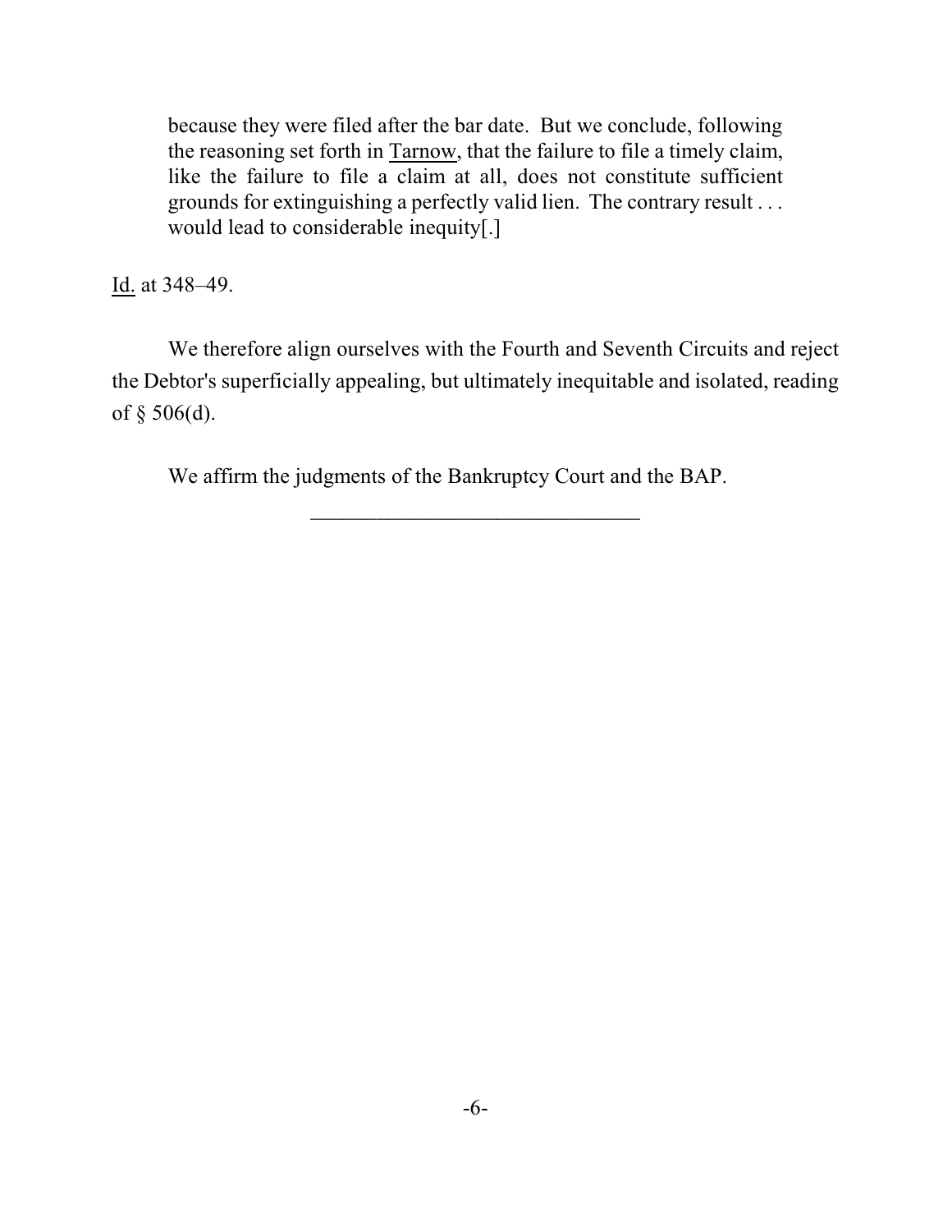> because they were filed after the bar date. But we conclude, following the reasoning set forth in Tarnow, that the failure to file a timely claim, like the failure to file a claim at all, does not constitute sufficient grounds for extinguishing a perfectly valid lien. The contrary result . . . would lead to considerable inequity[.]

Id. at 348–49.

We therefore align ourselves with the Fourth and Seventh Circuits and reject the Debtor's superficially appealing, but ultimately inequitable and isolated, reading of § 506(d).

We affirm the judgments of the Bankruptcy Court and the BAP.

______________________________